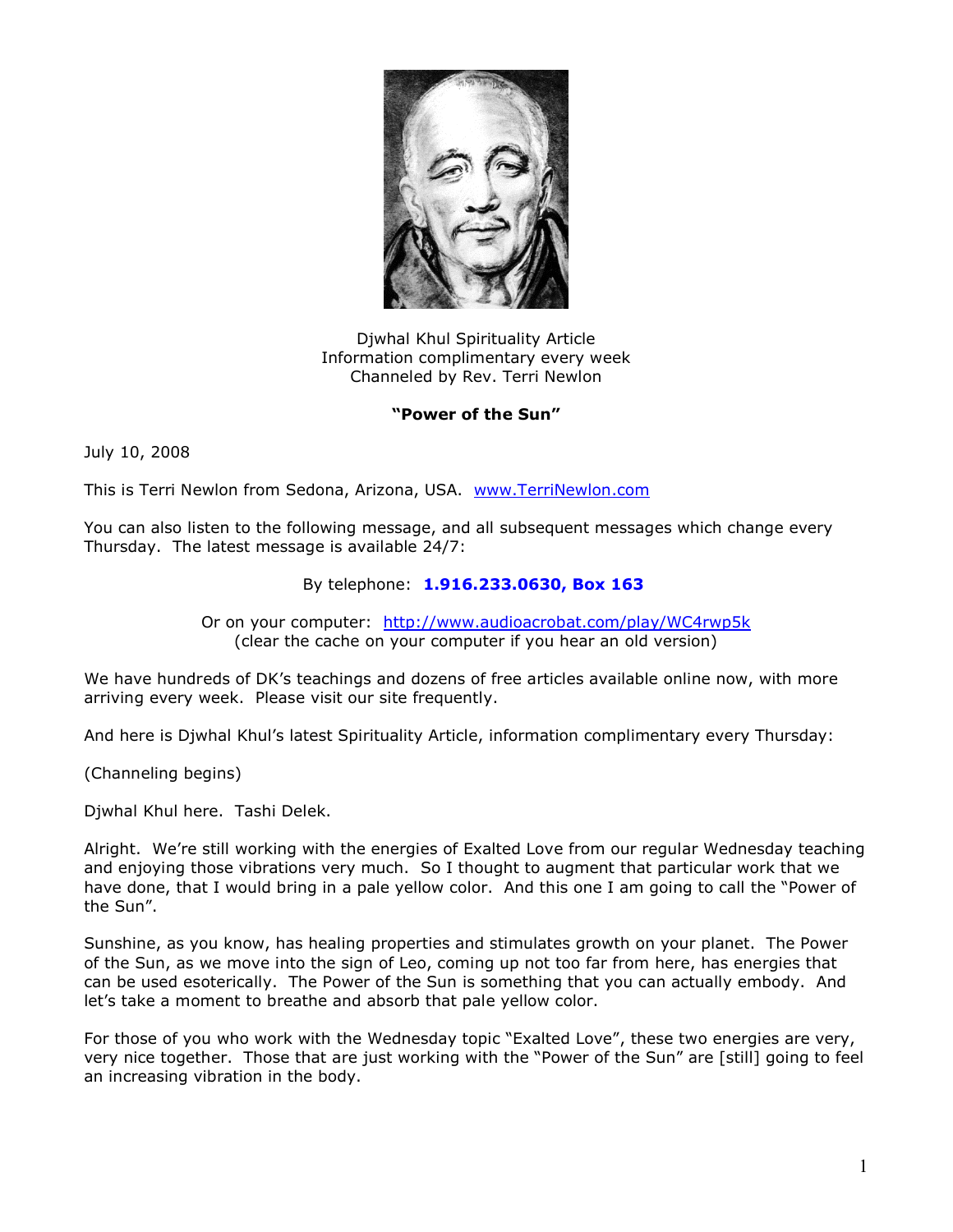Djwhal Khul Spirituality Article
Information complimentary every week
Channeled by Rev. Terri Newlon

**"Power of the Sun"**

July 10, 2008

This is Terri Newlon from Sedona, Arizona, USA. www.TerriNewlon.com

You can also listen to the following message, and all subsequent messages which change every Thursday. The latest message is available 24/7:

By telephone: **1.916.233.0630, Box 163**

Or on your computer: http://www.audioacrobat.com/play/WC4rwp5k
(clear the cache on your computer if you hear an old version)

We have hundreds of DK's teachings and dozens of free articles available online now, with more arriving every week. Please visit our site frequently.

And here is Djwhal Khul's latest Spirituality Article, information complimentary every Thursday:

(Channeling begins)

Djwhal Khul here. Tashi Delek.

Alright. We're still working with the energies of Exalted Love from our regular Wednesday teaching and enjoying those vibrations very much. So I thought to augment that particular work that we have done, that I would bring in a pale yellow color. And this one I am going to call the "Power of the Sun".

Sunshine, as you know, has healing properties and stimulates growth on your planet. The Power of the Sun, as we move into the sign of Leo, coming up not too far from here, has energies that can be used esoterically. The Power of the Sun is something that you can actually embody. And let's take a moment to breathe and absorb that pale yellow color.

For those of you who work with the Wednesday topic "Exalted Love", these two energies are very, very nice together. Those that are just working with the "Power of the Sun" are [still] going to feel an increasing vibration in the body.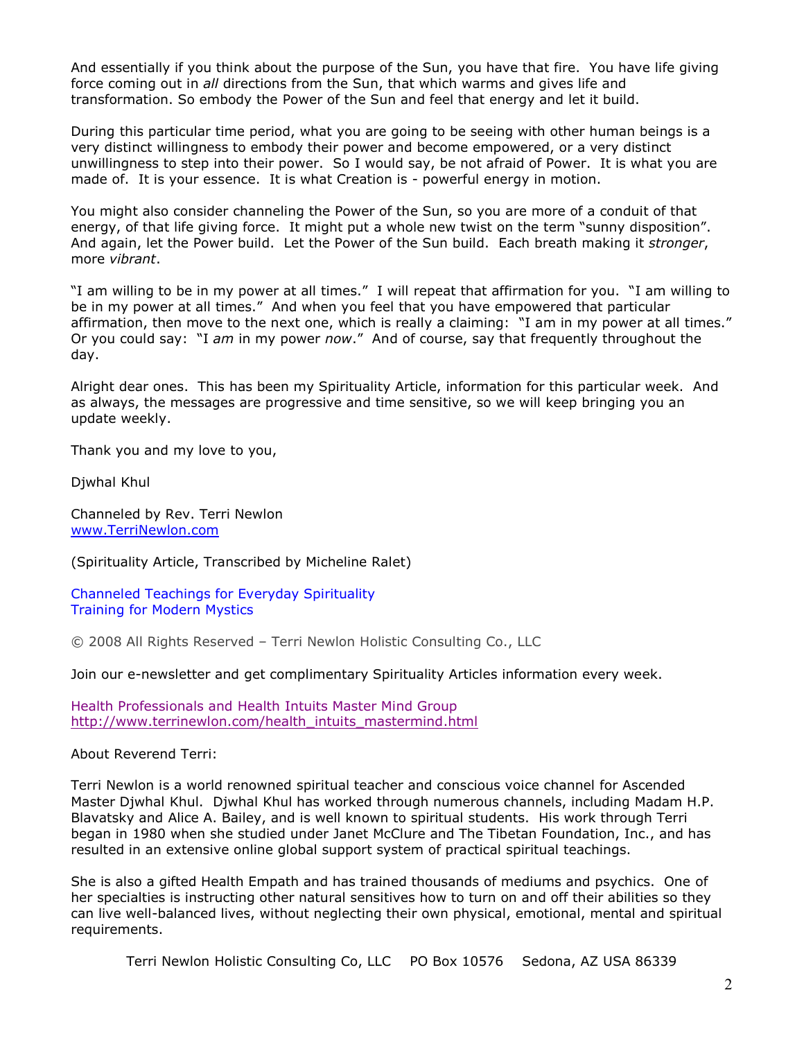And essentially if you think about the purpose of the Sun, you have that fire. You have life giving force coming out in *all* directions from the Sun, that which warms and gives life and transformation. So embody the Power of the Sun and feel that energy and let it build.

During this particular time period, what you are going to be seeing with other human beings is a very distinct willingness to embody their power and become empowered, or a very distinct unwillingness to step into their power. So I would say, be not afraid of Power. It is what you are made of. It is your essence. It is what Creation is - powerful energy in motion.

You might also consider channeling the Power of the Sun, so you are more of a conduit of that energy, of that life giving force. It might put a whole new twist on the term "sunny disposition". And again, let the Power build. Let the Power of the Sun build. Each breath making it *stronger*, more *vibrant*.

"I am willing to be in my power at all times." I will repeat that affirmation for you. "I am willing to be in my power at all times." And when you feel that you have empowered that particular affirmation, then move to the next one, which is really a claiming: "I am in my power at all times." Or you could say: "I *am* in my power *now*." And of course, say that frequently throughout the day.

Alright dear ones. This has been my Spirituality Article, information for this particular week. And as always, the messages are progressive and time sensitive, so we will keep bringing you an update weekly.

Thank you and my love to you,

Djwhal Khul

Channeled by Rev. Terri Newlon
[www.TerriNewlon.com](http://www.TerriNewlon.com)

(Spirituality Article, Transcribed by Micheline Ralet)

Channeled Teachings for Everyday Spirituality
Training for Modern Mystics

© 2008 All Rights Reserved – Terri Newlon Holistic Consulting Co., LLC

Join our e-newsletter and get complimentary Spirituality Articles information every week.

Health Professionals and Health Intuits Master Mind Group
[http://www.terrinewlon.com/health_intuits_mastermind.html](http://www.terrinewlon.com/health_intuits_mastermind.html)

About Reverend Terri:

Terri Newlon is a world renowned spiritual teacher and conscious voice channel for Ascended Master Djwhal Khul. Djwhal Khul has worked through numerous channels, including Madam H.P. Blavatsky and Alice A. Bailey, and is well known to spiritual students. His work through Terri began in 1980 when she studied under Janet McClure and The Tibetan Foundation, Inc., and has resulted in an extensive online global support system of practical spiritual teachings.

She is also a gifted Health Empath and has trained thousands of mediums and psychics. One of her specialties is instructing other natural sensitives how to turn on and off their abilities so they can live well-balanced lives, without neglecting their own physical, emotional, mental and spiritual requirements.

Terri Newlon Holistic Consulting Co, LLC PO Box 10576 Sedona, AZ USA 86339